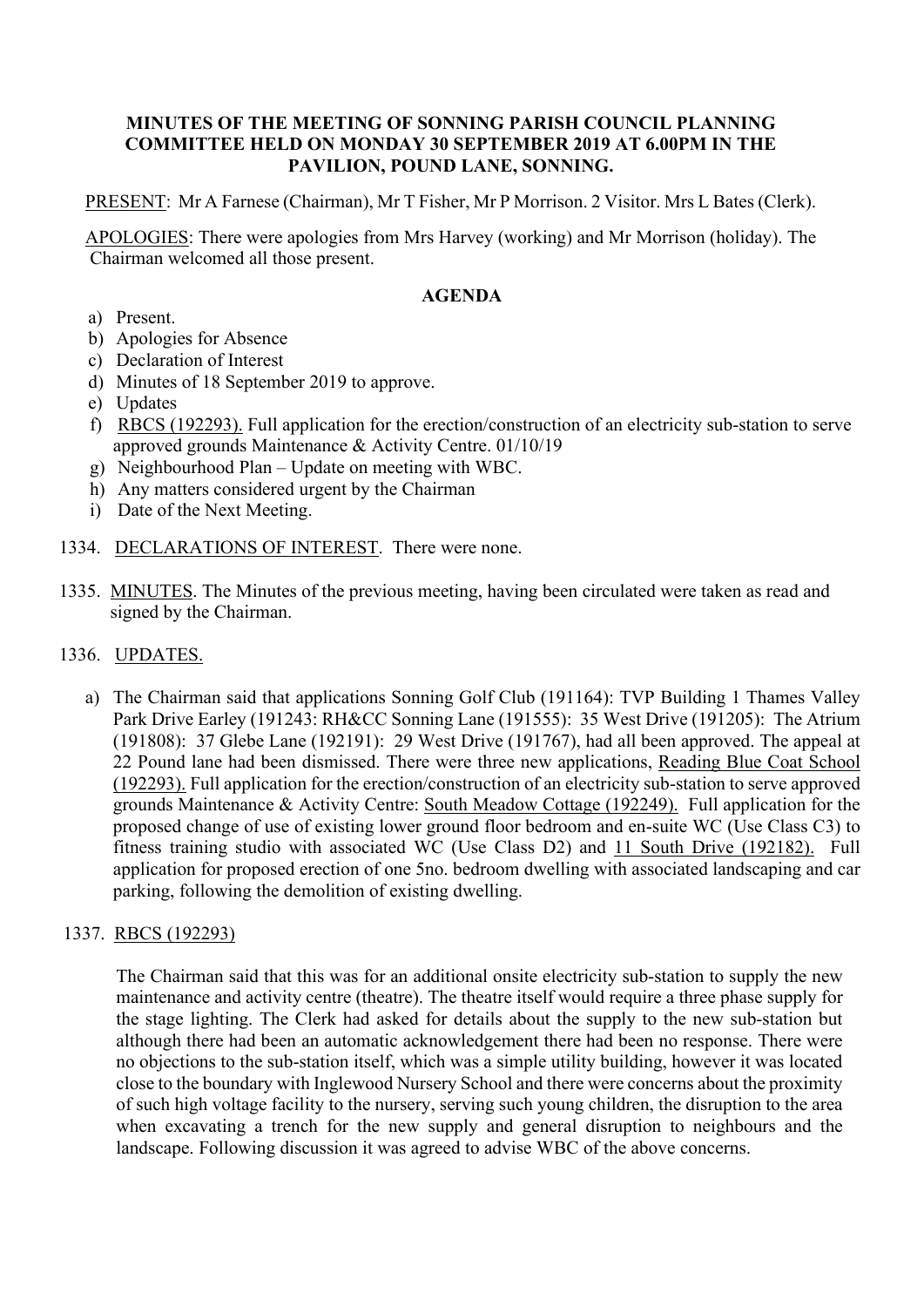# MINUTES OF THE MEETING OF SONNING PARISH COUNCIL PLANNING COMMITTEE HELD ON MONDAY 30 SEPTEMBER 2019 AT 6.00PM IN THE PAVILION, POUND LANE, SONNING.

PRESENT: Mr A Farnese (Chairman), Mr T Fisher, Mr P Morrison. 2 Visitor. Mrs L Bates (Clerk).

APOLOGIES: There were apologies from Mrs Harvey (working) and Mr Morrison (holiday). The Chairman welcomed all those present.

## AGENDA

a) Present.
b) Apologies for Absence
c) Declaration of Interest
d) Minutes of 18 September 2019 to approve.
e) Updates
f) RBCS (192293). Full application for the erection/construction of an electricity sub-station to serve approved grounds Maintenance & Activity Centre. 01/10/19
g) Neighbourhood Plan – Update on meeting with WBC.
h) Any matters considered urgent by the Chairman
i) Date of the Next Meeting.

1334. DECLARATIONS OF INTEREST. There were none.

1335. MINUTES. The Minutes of the previous meeting, having been circulated were taken as read and signed by the Chairman.

1336. UPDATES.

a) The Chairman said that applications Sonning Golf Club (191164): TVP Building 1 Thames Valley Park Drive Earley (191243: RH&CC Sonning Lane (191555): 35 West Drive (191205): The Atrium (191808): 37 Glebe Lane (192191): 29 West Drive (191767), had all been approved. The appeal at 22 Pound lane had been dismissed. There were three new applications, Reading Blue Coat School (192293). Full application for the erection/construction of an electricity sub-station to serve approved grounds Maintenance & Activity Centre: South Meadow Cottage (192249). Full application for the proposed change of use of existing lower ground floor bedroom and en-suite WC (Use Class C3) to fitness training studio with associated WC (Use Class D2) and 11 South Drive (192182). Full application for proposed erection of one 5no. bedroom dwelling with associated landscaping and car parking, following the demolition of existing dwelling.

1337. RBCS (192293)

The Chairman said that this was for an additional onsite electricity sub-station to supply the new maintenance and activity centre (theatre). The theatre itself would require a three phase supply for the stage lighting. The Clerk had asked for details about the supply to the new sub-station but although there had been an automatic acknowledgement there had been no response. There were no objections to the sub-station itself, which was a simple utility building, however it was located close to the boundary with Inglewood Nursery School and there were concerns about the proximity of such high voltage facility to the nursery, serving such young children, the disruption to the area when excavating a trench for the new supply and general disruption to neighbours and the landscape. Following discussion it was agreed to advise WBC of the above concerns.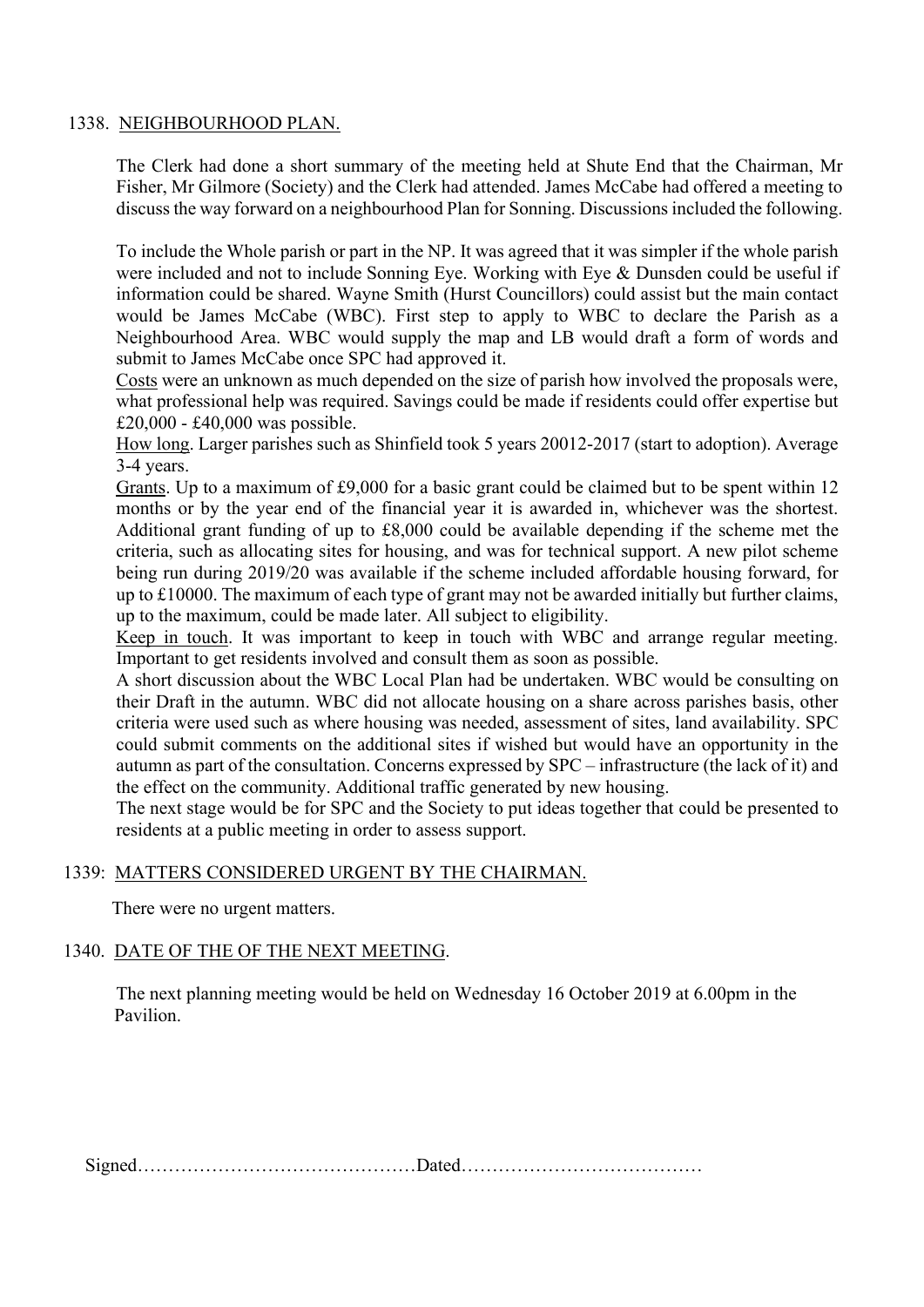1338. NEIGHBOURHOOD PLAN.

The Clerk had done a short summary of the meeting held at Shute End that the Chairman, Mr Fisher, Mr Gilmore (Society) and the Clerk had attended. James McCabe had offered a meeting to discuss the way forward on a neighbourhood Plan for Sonning. Discussions included the following.

To include the Whole parish or part in the NP. It was agreed that it was simpler if the whole parish were included and not to include Sonning Eye. Working with Eye & Dunsden could be useful if information could be shared. Wayne Smith (Hurst Councillors) could assist but the main contact would be James McCabe (WBC). First step to apply to WBC to declare the Parish as a Neighbourhood Area. WBC would supply the map and LB would draft a form of words and submit to James McCabe once SPC had approved it.

Costs were an unknown as much depended on the size of parish how involved the proposals were, what professional help was required. Savings could be made if residents could offer expertise but £20,000 - £40,000 was possible.

How long. Larger parishes such as Shinfield took 5 years 20012-2017 (start to adoption). Average 3-4 years.

Grants. Up to a maximum of £9,000 for a basic grant could be claimed but to be spent within 12 months or by the year end of the financial year it is awarded in, whichever was the shortest. Additional grant funding of up to £8,000 could be available depending if the scheme met the criteria, such as allocating sites for housing, and was for technical support. A new pilot scheme being run during 2019/20 was available if the scheme included affordable housing forward, for up to £10000. The maximum of each type of grant may not be awarded initially but further claims, up to the maximum, could be made later. All subject to eligibility.

Keep in touch. It was important to keep in touch with WBC and arrange regular meeting. Important to get residents involved and consult them as soon as possible.

A short discussion about the WBC Local Plan had be undertaken. WBC would be consulting on their Draft in the autumn. WBC did not allocate housing on a share across parishes basis, other criteria were used such as where housing was needed, assessment of sites, land availability. SPC could submit comments on the additional sites if wished but would have an opportunity in the autumn as part of the consultation. Concerns expressed by SPC – infrastructure (the lack of it) and the effect on the community. Additional traffic generated by new housing.

The next stage would be for SPC and the Society to put ideas together that could be presented to residents at a public meeting in order to assess support.

1339: MATTERS CONSIDERED URGENT BY THE CHAIRMAN.

There were no urgent matters.

1340. DATE OF THE OF THE NEXT MEETING.

The next planning meeting would be held on Wednesday 16 October 2019 at 6.00pm in the Pavilion.

Signed………………………………………Dated…………………………………